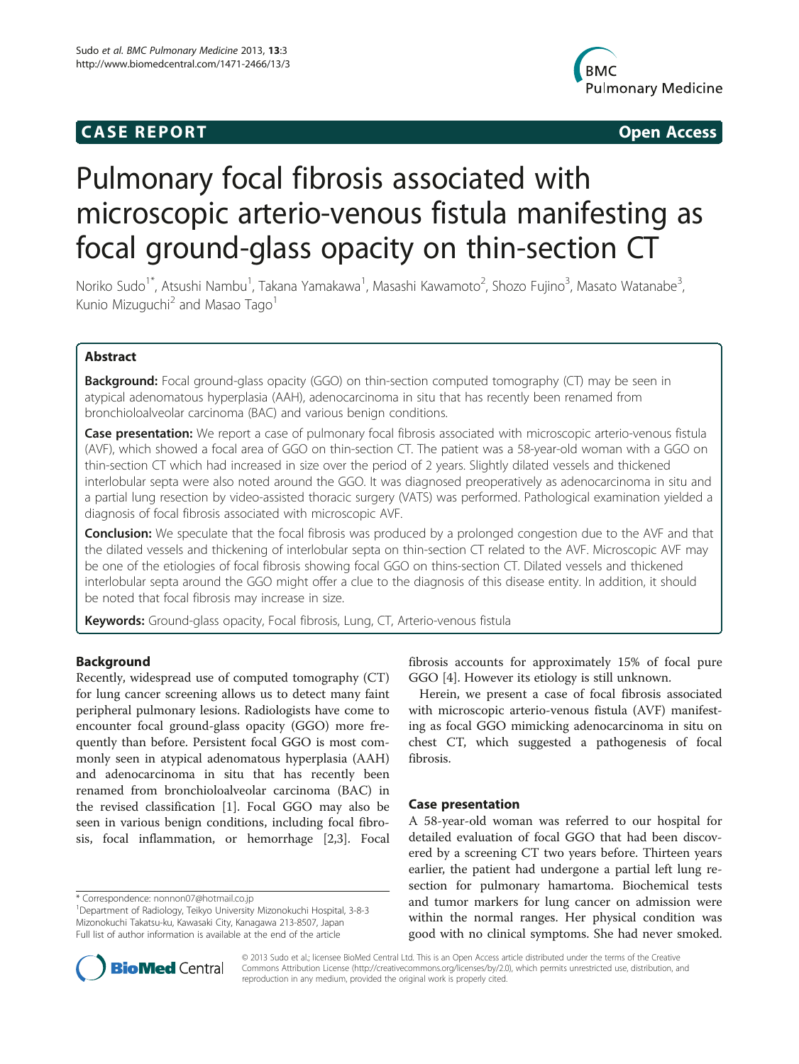CASE REPORT Open Access

# Pulmonary focal fibrosis associated with microscopic arterio-venous fistula manifesting as focal ground-glass opacity on thin-section CT

Noriko Sudo[1*], Atsushi Nambu[1], Takana Yamakawa[1], Masashi Kawamoto[2], Shozo Fujino[3], Masato Watanabe[3], Kunio Mizuguchi[2] and Masao Tago[1]

## Abstract

**Background:** Focal ground-glass opacity (GGO) on thin-section computed tomography (CT) may be seen in atypical adenomatous hyperplasia (AAH), adenocarcinoma in situ that has recently been renamed from bronchioloalveolar carcinoma (BAC) and various benign conditions.

**Case presentation:** We report a case of pulmonary focal fibrosis associated with microscopic arterio-venous fistula (AVF), which showed a focal area of GGO on thin-section CT. The patient was a 58-year-old woman with a GGO on thin-section CT which had increased in size over the period of 2 years. Slightly dilated vessels and thickened interlobular septa were also noted around the GGO. It was diagnosed preoperatively as adenocarcinoma in situ and a partial lung resection by video-assisted thoracic surgery (VATS) was performed. Pathological examination yielded a diagnosis of focal fibrosis associated with microscopic AVF.

**Conclusion:** We speculate that the focal fibrosis was produced by a prolonged congestion due to the AVF and that the dilated vessels and thickening of interlobular septa on thin-section CT related to the AVF. Microscopic AVF may be one of the etiologies of focal fibrosis showing focal GGO on thins-section CT. Dilated vessels and thickened interlobular septa around the GGO might offer a clue to the diagnosis of this disease entity. In addition, it should be noted that focal fibrosis may increase in size.

**Keywords:** Ground-glass opacity, Focal fibrosis, Lung, CT, Arterio-venous fistula

## Background

Recently, widespread use of computed tomography (CT) for lung cancer screening allows us to detect many faint peripheral pulmonary lesions. Radiologists have come to encounter focal ground-glass opacity (GGO) more frequently than before. Persistent focal GGO is most commonly seen in atypical adenomatous hyperplasia (AAH) and adenocarcinoma in situ that has recently been renamed from bronchioloalveolar carcinoma (BAC) in the revised classification [1]. Focal GGO may also be seen in various benign conditions, including focal fibrosis, focal inflammation, or hemorrhage [2,3]. Focal fibrosis accounts for approximately 15% of focal pure GGO [4]. However its etiology is still unknown.

Herein, we present a case of focal fibrosis associated with microscopic arterio-venous fistula (AVF) manifesting as focal GGO mimicking adenocarcinoma in situ on chest CT, which suggested a pathogenesis of focal fibrosis.

## Case presentation

A 58-year-old woman was referred to our hospital for detailed evaluation of focal GGO that had been discovered by a screening CT two years before. Thirteen years earlier, the patient had undergone a partial left lung resection for pulmonary hamartoma. Biochemical tests and tumor markers for lung cancer on admission were within the normal ranges. Her physical condition was good with no clinical symptoms. She had never smoked.

\* Correspondence: nonnon07@hotmail.co.jp
[1]Department of Radiology, Teikyo University Mizonokuchi Hospital, 3-8-3 Mizonokuchi Takatsu-ku, Kawasaki City, Kanagawa 213-8507, Japan
Full list of author information is available at the end of the article

© 2013 Sudo et al.; licensee BioMed Central Ltd. This is an Open Access article distributed under the terms of the Creative Commons Attribution License (http://creativecommons.org/licenses/by/2.0), which permits unrestricted use, distribution, and reproduction in any medium, provided the original work is properly cited.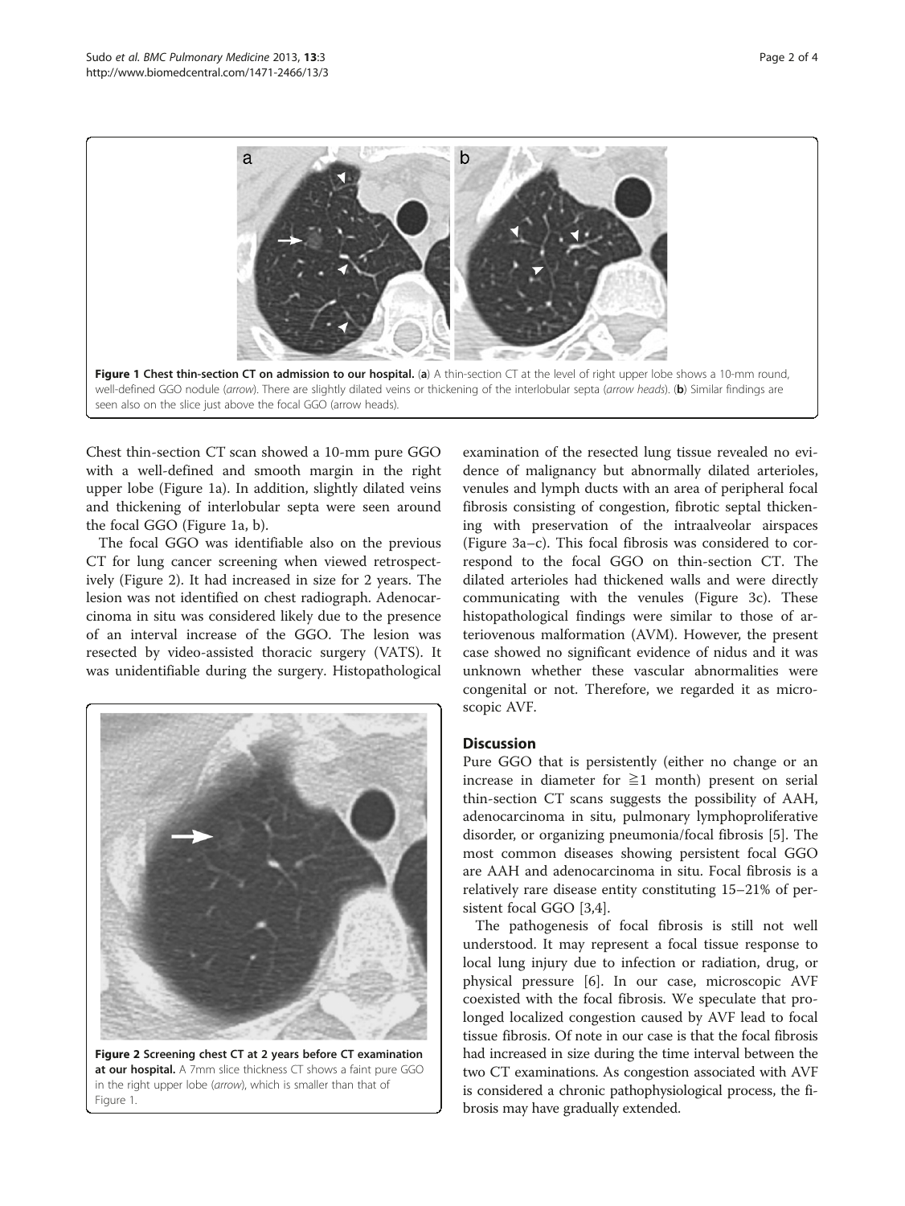**Figure 1 Chest thin-section CT on admission to our hospital.** (**a**) A thin-section CT at the level of right upper lobe shows a 10-mm round, well-defined GGO nodule (*arrow*). There are slightly dilated veins or thickening of the interlobular septa (*arrow heads*). (**b**) Similar findings are seen also on the slice just above the focal GGO (arrow heads).

Chest thin-section CT scan showed a 10-mm pure GGO with a well-defined and smooth margin in the right upper lobe (Figure 1a). In addition, slightly dilated veins and thickening of interlobular septa were seen around the focal GGO (Figure 1a, b).

The focal GGO was identifiable also on the previous CT for lung cancer screening when viewed retrospectively (Figure 2). It had increased in size for 2 years. The lesion was not identified on chest radiograph. Adenocarcinoma in situ was considered likely due to the presence of an interval increase of the GGO. The lesion was resected by video-assisted thoracic surgery (VATS). It was unidentifiable during the surgery. Histopathological examination of the resected lung tissue revealed no evidence of malignancy but abnormally dilated arterioles, venules and lymph ducts with an area of peripheral focal fibrosis consisting of congestion, fibrotic septal thickening with preservation of the intraalveolar airspaces (Figure 3a–c). This focal fibrosis was considered to correspond to the focal GGO on thin-section CT. The dilated arterioles had thickened walls and were directly communicating with the venules (Figure 3c). These histopathological findings were similar to those of arteriovenous malformation (AVM). However, the present case showed no significant evidence of nidus and it was unknown whether these vascular abnormalities were congenital or not. Therefore, we regarded it as microscopic AVF.

**Figure 2 Screening chest CT at 2 years before CT examination at our hospital.** A 7mm slice thickness CT shows a faint pure GGO in the right upper lobe (*arrow*), which is smaller than that of Figure 1.

## Discussion

Pure GGO that is persistently (either no change or an increase in diameter for ≧1 month) present on serial thin-section CT scans suggests the possibility of AAH, adenocarcinoma in situ, pulmonary lymphoproliferative disorder, or organizing pneumonia/focal fibrosis [5]. The most common diseases showing persistent focal GGO are AAH and adenocarcinoma in situ. Focal fibrosis is a relatively rare disease entity constituting 15–21% of persistent focal GGO [3,4].

The pathogenesis of focal fibrosis is still not well understood. It may represent a focal tissue response to local lung injury due to infection or radiation, drug, or physical pressure [6]. In our case, microscopic AVF coexisted with the focal fibrosis. We speculate that prolonged localized congestion caused by AVF lead to focal tissue fibrosis. Of note in our case is that the focal fibrosis had increased in size during the time interval between the two CT examinations. As congestion associated with AVF is considered a chronic pathophysiological process, the fibrosis may have gradually extended.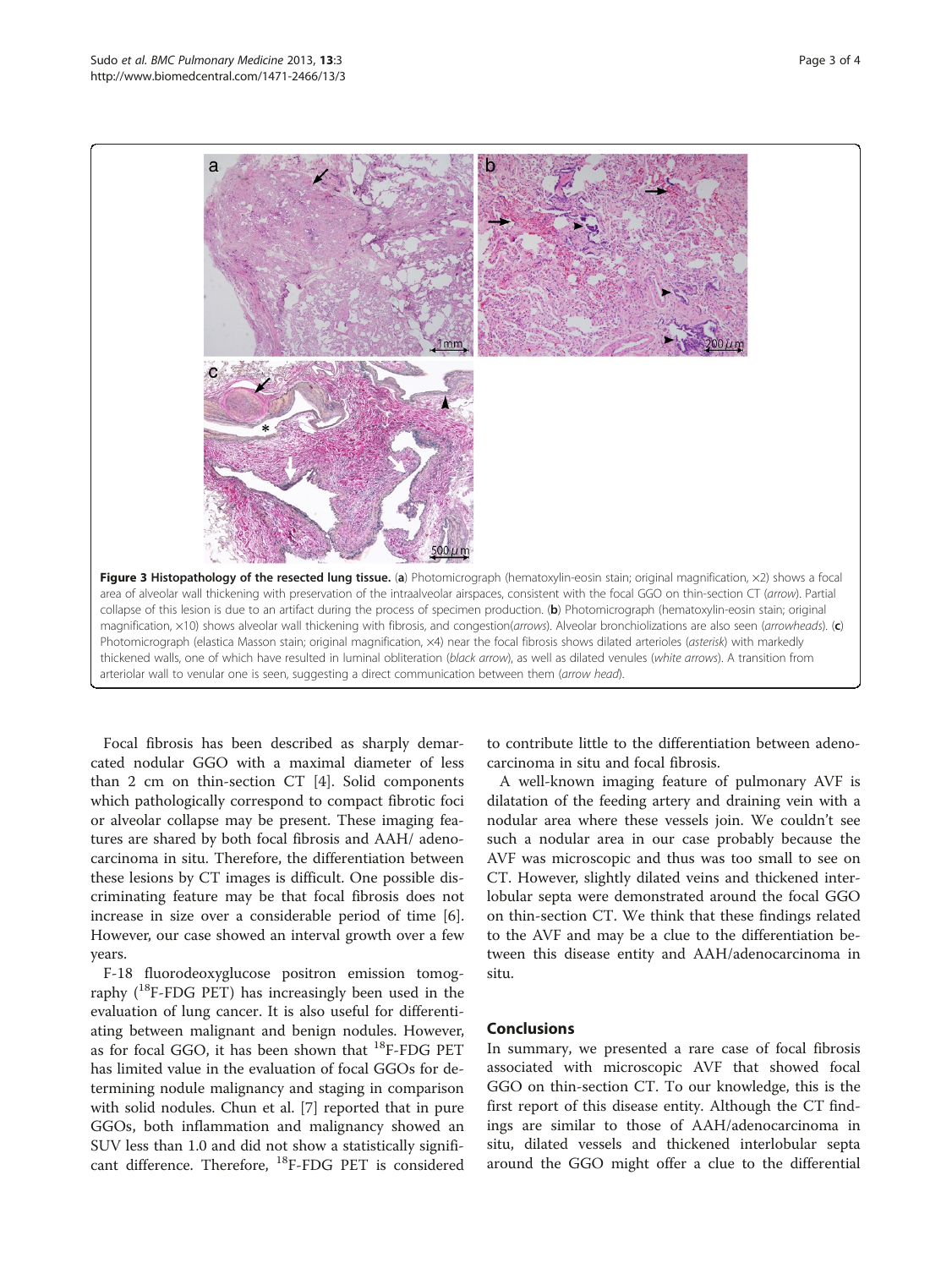**Figure 3 Histopathology of the resected lung tissue.** (**a**) Photomicrograph (hematoxylin-eosin stain; original magnification, ×2) shows a focal area of alveolar wall thickening with preservation of the intraalveolar airspaces, consistent with the focal GGO on thin-section CT (*arrow*). Partial collapse of this lesion is due to an artifact during the process of specimen production. (**b**) Photomicrograph (hematoxylin-eosin stain; original magnification, ×10) shows alveolar wall thickening with fibrosis, and congestion(*arrows*). Alveolar bronchiolizations are also seen (*arrowheads*). (**c**) Photomicrograph (elastica Masson stain; original magnification, ×4) near the focal fibrosis shows dilated arterioles (*asterisk*) with markedly thickened walls, one of which have resulted in luminal obliteration (*black arrow*), as well as dilated venules (*white arrows*). A transition from arteriolar wall to venular one is seen, suggesting a direct communication between them (*arrow head*).

Focal fibrosis has been described as sharply demarcated nodular GGO with a maximal diameter of less than 2 cm on thin-section CT [4]. Solid components which pathologically correspond to compact fibrotic foci or alveolar collapse may be present. These imaging features are shared by both focal fibrosis and AAH/ adenocarcinoma in situ. Therefore, the differentiation between these lesions by CT images is difficult. One possible discriminating feature may be that focal fibrosis does not increase in size over a considerable period of time [6]. However, our case showed an interval growth over a few years.

F-18 fluorodeoxyglucose positron emission tomography ($^{18}$F-FDG PET) has increasingly been used in the evaluation of lung cancer. It is also useful for differentiating between malignant and benign nodules. However, as for focal GGO, it has been shown that $^{18}$F-FDG PET has limited value in the evaluation of focal GGOs for determining nodule malignancy and staging in comparison with solid nodules. Chun et al. [7] reported that in pure GGOs, both inflammation and malignancy showed an SUV less than 1.0 and did not show a statistically significant difference. Therefore, $^{18}$F-FDG PET is considered to contribute little to the differentiation between adenocarcinoma in situ and focal fibrosis.

A well-known imaging feature of pulmonary AVF is dilatation of the feeding artery and draining vein with a nodular area where these vessels join. We couldn't see such a nodular area in our case probably because the AVF was microscopic and thus was too small to see on CT. However, slightly dilated veins and thickened interlobular septa were demonstrated around the focal GGO on thin-section CT. We think that these findings related to the AVF and may be a clue to the differentiation between this disease entity and AAH/adenocarcinoma in situ.

## Conclusions

In summary, we presented a rare case of focal fibrosis associated with microscopic AVF that showed focal GGO on thin-section CT. To our knowledge, this is the first report of this disease entity. Although the CT findings are similar to those of AAH/adenocarcinoma in situ, dilated vessels and thickened interlobular septa around the GGO might offer a clue to the differential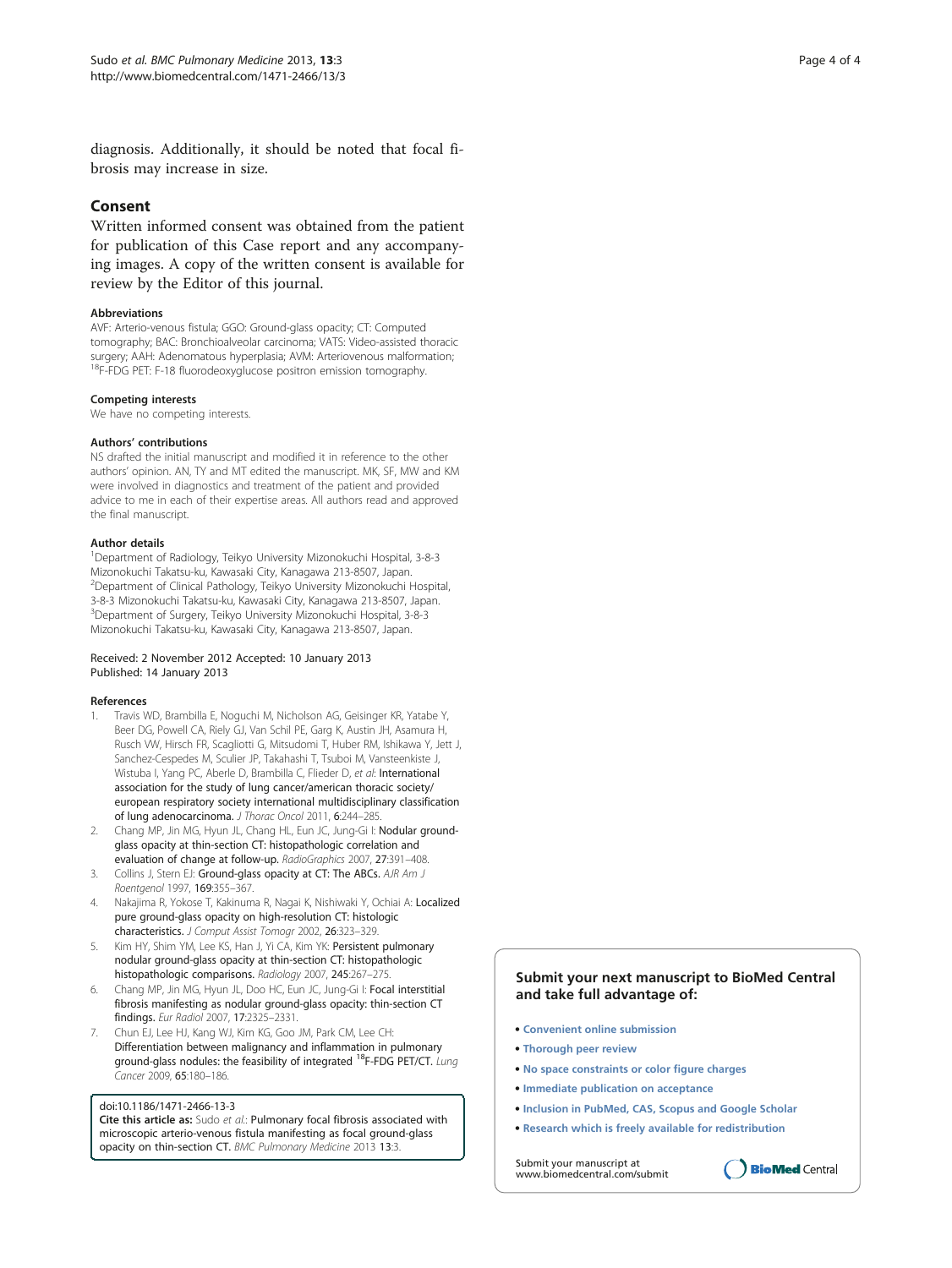diagnosis. Additionally, it should be noted that focal fibrosis may increase in size.

## Consent

Written informed consent was obtained from the patient for publication of this Case report and any accompanying images. A copy of the written consent is available for review by the Editor of this journal.

#### Abbreviations

AVF: Arterio-venous fistula; GGO: Ground-glass opacity; CT: Computed tomography; BAC: Bronchioalveolar carcinoma; VATS: Video-assisted thoracic surgery; AAH: Adenomatous hyperplasia; AVM: Arteriovenous malformation; $^{18}$F-FDG PET: F-18 fluorodeoxyglucose positron emission tomography.

#### Competing interests

We have no competing interests.

#### Authors' contributions

NS drafted the initial manuscript and modified it in reference to the other authors' opinion. AN, TY and MT edited the manuscript. MK, SF, MW and KM were involved in diagnostics and treatment of the patient and provided advice to me in each of their expertise areas. All authors read and approved the final manuscript.

#### Author details

[1]Department of Radiology, Teikyo University Mizonokuchi Hospital, 3-8-3 Mizonokuchi Takatsu-ku, Kawasaki City, Kanagawa 213-8507, Japan. [2]Department of Clinical Pathology, Teikyo University Mizonokuchi Hospital, 3-8-3 Mizonokuchi Takatsu-ku, Kawasaki City, Kanagawa 213-8507, Japan. [3]Department of Surgery, Teikyo University Mizonokuchi Hospital, 3-8-3 Mizonokuchi Takatsu-ku, Kawasaki City, Kanagawa 213-8507, Japan.

Received: 2 November 2012 Accepted: 10 January 2013
Published: 14 January 2013

#### References

1. Travis WD, Brambilla E, Noguchi M, Nicholson AG, Geisinger KR, Yatabe Y, Beer DG, Powell CA, Riely GJ, Van Schil PE, Garg K, Austin JH, Asamura H, Rusch VW, Hirsch FR, Scagliotti G, Mitsudomi T, Huber RM, Ishikawa Y, Jett J, Sanchez-Cespedes M, Sculier JP, Takahashi T, Tsuboi M, Vansteenkiste J, Wistuba I, Yang PC, Aberle D, Brambilla C, Flieder D, *et al*: **International association for the study of lung cancer/american thoracic society/ european respiratory society international multidisciplinary classification of lung adenocarcinoma.** *J Thorac Oncol* 2011, **6**:244–285.
2. Chang MP, Jin MG, Hyun JL, Chang HL, Eun JC, Jung-Gi I: **Nodular ground-glass opacity at thin-section CT: histopathologic correlation and evaluation of change at follow-up.** *RadioGraphics* 2007, **27**:391–408.
3. Collins J, Stern EJ: **Ground-glass opacity at CT: The ABCs.** *AJR Am J Roentgenol* 1997, **169**:355–367.
4. Nakajima R, Yokose T, Kakinuma R, Nagai K, Nishiwaki Y, Ochiai A: **Localized pure ground-glass opacity on high-resolution CT: histologic characteristics.** *J Comput Assist Tomogr* 2002, **26**:323–329.
5. Kim HY, Shim YM, Lee KS, Han J, Yi CA, Kim YK: **Persistent pulmonary nodular ground-glass opacity at thin-section CT: histopathologic histopathologic comparisons.** *Radiology* 2007, **245**:267–275.
6. Chang MP, Jin MG, Hyun JL, Doo HC, Eun JC, Jung-Gi I: **Focal interstitial fibrosis manifesting as nodular ground-glass opacity: thin-section CT findings.** *Eur Radiol* 2007, **17**:2325–2331.
7. Chun EJ, Lee HJ, Kang WJ, Kim KG, Goo JM, Park CM, Lee CH: **Differentiation between malignancy and inflammation in pulmonary ground-glass nodules: the feasibility of integrated $^{18}$F-FDG PET/CT.** *Lung Cancer* 2009, **65**:180–186.

doi:10.1186/1471-2466-13-3
**Cite this article as:** Sudo *et al.*: Pulmonary focal fibrosis associated with microscopic arterio-venous fistula manifesting as focal ground-glass opacity on thin-section CT. *BMC Pulmonary Medicine* 2013 **13**:3.

**Submit your next manuscript to BioMed Central and take full advantage of:**

- **Convenient online submission**
- **Thorough peer review**
- **No space constraints or color figure charges**
- **Immediate publication on acceptance**
- **Inclusion in PubMed, CAS, Scopus and Google Scholar**
- **Research which is freely available for redistribution**

Submit your manuscript at
www.biomedcentral.com/submit

BioMed Central